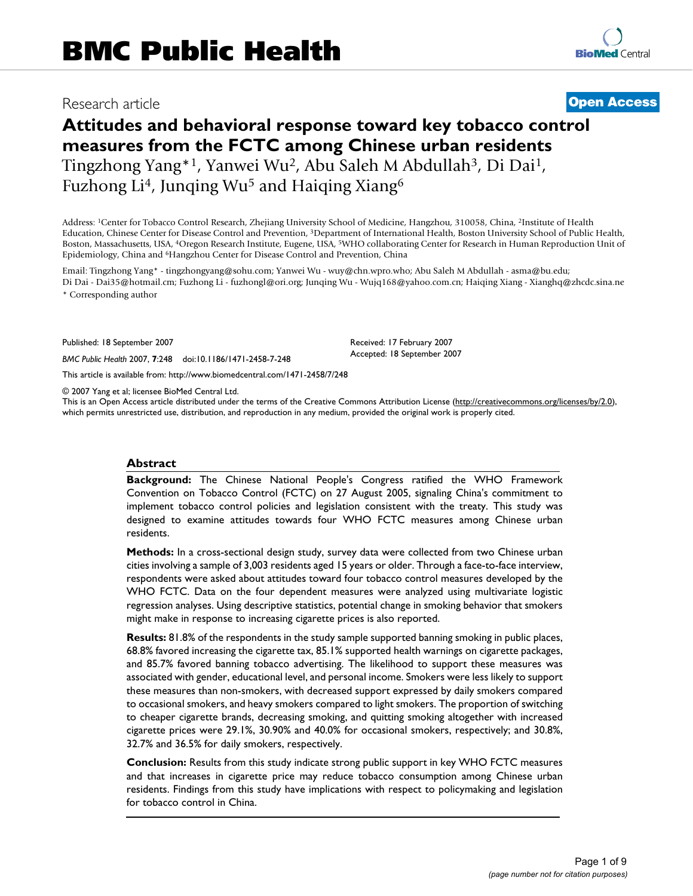Research article **Open Access**

# Attitudes and behavioral response toward key tobacco control measures from the FCTC among Chinese urban residents

Tingzhong Yang*[1], Yanwei Wu[2], Abu Saleh M Abdullah[3], Di Dai[1], Fuzhong Li[4], Junqing Wu[5] and Haiqing Xiang[6]

Address: [1]Center for Tobacco Control Research, Zhejiang University School of Medicine, Hangzhou, 310058, China, [2]Institute of Health Education, Chinese Center for Disease Control and Prevention, [3]Department of International Health, Boston University School of Public Health, Boston, Massachusetts, USA, [4]Oregon Research Institute, Eugene, USA, [5]WHO collaborating Center for Research in Human Reproduction Unit of Epidemiology, China and [6]Hangzhou Center for Disease Control and Prevention, China

Email: Tingzhong Yang* - tingzhongyang@sohu.com; Yanwei Wu - wuy@chn.wpro.who; Abu Saleh M Abdullah - asma@bu.edu; Di Dai - Dai35@hotmail.cm; Fuzhong Li - fuzhongl@ori.org; Junqing Wu - Wujq168@yahoo.com.cn; Haiqing Xiang - Xianghq@zhcdc.sina.ne

\* Corresponding author

Published: 18 September 2007

*BMC Public Health* 2007, **7**:248 doi:10.1186/1471-2458-7-248

Received: 17 February 2007

Accepted: 18 September 2007

This article is available from: http://www.biomedcentral.com/1471-2458/7/248

© 2007 Yang et al; licensee BioMed Central Ltd.

This is an Open Access article distributed under the terms of the Creative Commons Attribution License (http://creativecommons.org/licenses/by/2.0), which permits unrestricted use, distribution, and reproduction in any medium, provided the original work is properly cited.

## Abstract

**Background:** The Chinese National People's Congress ratified the WHO Framework Convention on Tobacco Control (FCTC) on 27 August 2005, signaling China's commitment to implement tobacco control policies and legislation consistent with the treaty. This study was designed to examine attitudes towards four WHO FCTC measures among Chinese urban residents.

**Methods:** In a cross-sectional design study, survey data were collected from two Chinese urban cities involving a sample of 3,003 residents aged 15 years or older. Through a face-to-face interview, respondents were asked about attitudes toward four tobacco control measures developed by the WHO FCTC. Data on the four dependent measures were analyzed using multivariate logistic regression analyses. Using descriptive statistics, potential change in smoking behavior that smokers might make in response to increasing cigarette prices is also reported.

**Results:** 81.8% of the respondents in the study sample supported banning smoking in public places, 68.8% favored increasing the cigarette tax, 85.1% supported health warnings on cigarette packages, and 85.7% favored banning tobacco advertising. The likelihood to support these measures was associated with gender, educational level, and personal income. Smokers were less likely to support these measures than non-smokers, with decreased support expressed by daily smokers compared to occasional smokers, and heavy smokers compared to light smokers. The proportion of switching to cheaper cigarette brands, decreasing smoking, and quitting smoking altogether with increased cigarette prices were 29.1%, 30.90% and 40.0% for occasional smokers, respectively; and 30.8%, 32.7% and 36.5% for daily smokers, respectively.

**Conclusion:** Results from this study indicate strong public support in key WHO FCTC measures and that increases in cigarette price may reduce tobacco consumption among Chinese urban residents. Findings from this study have implications with respect to policymaking and legislation for tobacco control in China.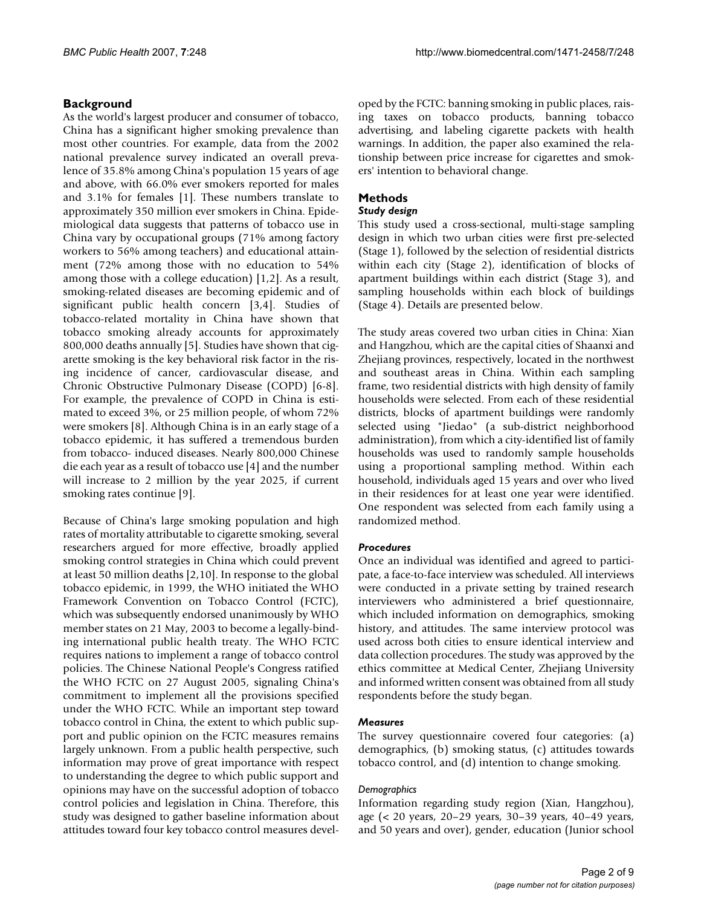## Background

As the world's largest producer and consumer of tobacco, China has a significant higher smoking prevalence than most other countries. For example, data from the 2002 national prevalence survey indicated an overall prevalence of 35.8% among China's population 15 years of age and above, with 66.0% ever smokers reported for males and 3.1% for females [1]. These numbers translate to approximately 350 million ever smokers in China. Epidemiological data suggests that patterns of tobacco use in China vary by occupational groups (71% among factory workers to 56% among teachers) and educational attainment (72% among those with no education to 54% among those with a college education) [1,2]. As a result, smoking-related diseases are becoming epidemic and of significant public health concern [3,4]. Studies of tobacco-related mortality in China have shown that tobacco smoking already accounts for approximately 800,000 deaths annually [5]. Studies have shown that cigarette smoking is the key behavioral risk factor in the rising incidence of cancer, cardiovascular disease, and Chronic Obstructive Pulmonary Disease (COPD) [6-8]. For example, the prevalence of COPD in China is estimated to exceed 3%, or 25 million people, of whom 72% were smokers [8]. Although China is in an early stage of a tobacco epidemic, it has suffered a tremendous burden from tobacco- induced diseases. Nearly 800,000 Chinese die each year as a result of tobacco use [4] and the number will increase to 2 million by the year 2025, if current smoking rates continue [9].

Because of China's large smoking population and high rates of mortality attributable to cigarette smoking, several researchers argued for more effective, broadly applied smoking control strategies in China which could prevent at least 50 million deaths [2,10]. In response to the global tobacco epidemic, in 1999, the WHO initiated the WHO Framework Convention on Tobacco Control (FCTC), which was subsequently endorsed unanimously by WHO member states on 21 May, 2003 to become a legally-binding international public health treaty. The WHO FCTC requires nations to implement a range of tobacco control policies. The Chinese National People's Congress ratified the WHO FCTC on 27 August 2005, signaling China's commitment to implement all the provisions specified under the WHO FCTC. While an important step toward tobacco control in China, the extent to which public support and public opinion on the FCTC measures remains largely unknown. From a public health perspective, such information may prove of great importance with respect to understanding the degree to which public support and opinions may have on the successful adoption of tobacco control policies and legislation in China. Therefore, this study was designed to gather baseline information about attitudes toward four key tobacco control measures developed by the FCTC: banning smoking in public places, raising taxes on tobacco products, banning tobacco advertising, and labeling cigarette packets with health warnings. In addition, the paper also examined the relationship between price increase for cigarettes and smokers' intention to behavioral change.

## Methods

### Study design

This study used a cross-sectional, multi-stage sampling design in which two urban cities were first pre-selected (Stage 1), followed by the selection of residential districts within each city (Stage 2), identification of blocks of apartment buildings within each district (Stage 3), and sampling households within each block of buildings (Stage 4). Details are presented below.

The study areas covered two urban cities in China: Xian and Hangzhou, which are the capital cities of Shaanxi and Zhejiang provinces, respectively, located in the northwest and southeast areas in China. Within each sampling frame, two residential districts with high density of family households were selected. From each of these residential districts, blocks of apartment buildings were randomly selected using "Jiedao" (a sub-district neighborhood administration), from which a city-identified list of family households was used to randomly sample households using a proportional sampling method. Within each household, individuals aged 15 years and over who lived in their residences for at least one year were identified. One respondent was selected from each family using a randomized method.

### Procedures

Once an individual was identified and agreed to participate, a face-to-face interview was scheduled. All interviews were conducted in a private setting by trained research interviewers who administered a brief questionnaire, which included information on demographics, smoking history, and attitudes. The same interview protocol was used across both cities to ensure identical interview and data collection procedures. The study was approved by the ethics committee at Medical Center, Zhejiang University and informed written consent was obtained from all study respondents before the study began.

### Measures

The survey questionnaire covered four categories: (a) demographics, (b) smoking status, (c) attitudes towards tobacco control, and (d) intention to change smoking.

#### Demographics

Information regarding study region (Xian, Hangzhou), age (< 20 years, 20–29 years, 30–39 years, 40–49 years, and 50 years and over), gender, education (Junior school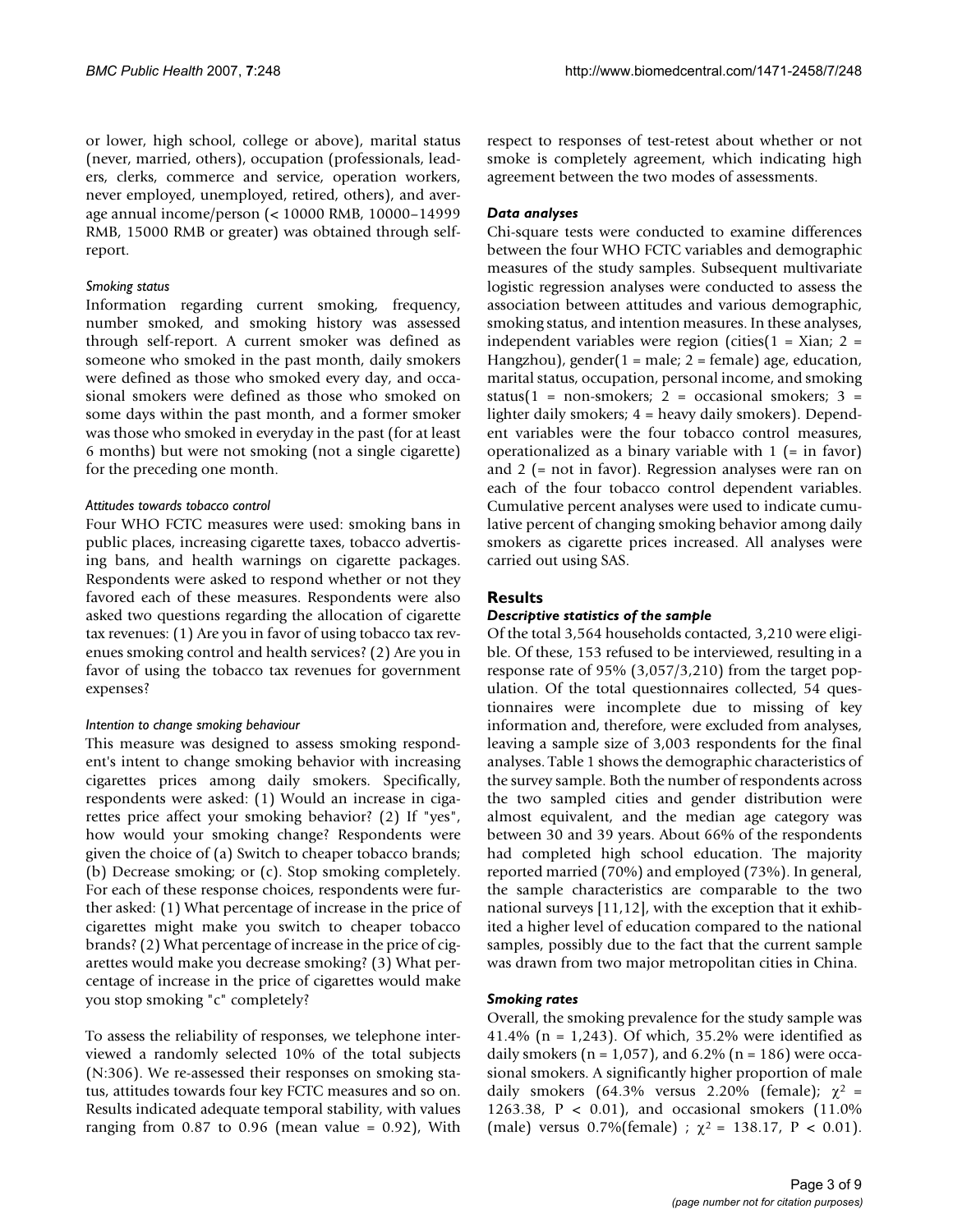or lower, high school, college or above), marital status (never, married, others), occupation (professionals, leaders, clerks, commerce and service, operation workers, never employed, unemployed, retired, others), and average annual income/person (< 10000 RMB, 10000–14999 RMB, 15000 RMB or greater) was obtained through self-report.

#### Smoking status

Information regarding current smoking, frequency, number smoked, and smoking history was assessed through self-report. A current smoker was defined as someone who smoked in the past month, daily smokers were defined as those who smoked every day, and occasional smokers were defined as those who smoked on some days within the past month, and a former smoker was those who smoked in everyday in the past (for at least 6 months) but were not smoking (not a single cigarette) for the preceding one month.

#### Attitudes towards tobacco control

Four WHO FCTC measures were used: smoking bans in public places, increasing cigarette taxes, tobacco advertising bans, and health warnings on cigarette packages. Respondents were asked to respond whether or not they favored each of these measures. Respondents were also asked two questions regarding the allocation of cigarette tax revenues: (1) Are you in favor of using tobacco tax revenues smoking control and health services? (2) Are you in favor of using the tobacco tax revenues for government expenses?

#### Intention to change smoking behaviour

This measure was designed to assess smoking respondent's intent to change smoking behavior with increasing cigarettes prices among daily smokers. Specifically, respondents were asked: (1) Would an increase in cigarettes price affect your smoking behavior? (2) If "yes", how would your smoking change? Respondents were given the choice of (a) Switch to cheaper tobacco brands; (b) Decrease smoking; or (c). Stop smoking completely. For each of these response choices, respondents were further asked: (1) What percentage of increase in the price of cigarettes might make you switch to cheaper tobacco brands? (2) What percentage of increase in the price of cigarettes would make you decrease smoking? (3) What percentage of increase in the price of cigarettes would make you stop smoking "c" completely?

To assess the reliability of responses, we telephone interviewed a randomly selected 10% of the total subjects (N:306). We re-assessed their responses on smoking status, attitudes towards four key FCTC measures and so on. Results indicated adequate temporal stability, with values ranging from 0.87 to 0.96 (mean value = 0.92), With respect to responses of test-retest about whether or not smoke is completely agreement, which indicating high agreement between the two modes of assessments.

### Data analyses

Chi-square tests were conducted to examine differences between the four WHO FCTC variables and demographic measures of the study samples. Subsequent multivariate logistic regression analyses were conducted to assess the association between attitudes and various demographic, smoking status, and intention measures. In these analyses, independent variables were region (cities(1 = Xian; 2 = Hangzhou), gender(1 = male; 2 = female) age, education, marital status, occupation, personal income, and smoking status(1 = non-smokers; 2 = occasional smokers; 3 = lighter daily smokers; 4 = heavy daily smokers). Dependent variables were the four tobacco control measures, operationalized as a binary variable with 1 (= in favor) and 2 (= not in favor). Regression analyses were ran on each of the four tobacco control dependent variables. Cumulative percent analyses were used to indicate cumulative percent of changing smoking behavior among daily smokers as cigarette prices increased. All analyses were carried out using SAS.

## Results

### Descriptive statistics of the sample

Of the total 3,564 households contacted, 3,210 were eligible. Of these, 153 refused to be interviewed, resulting in a response rate of 95% (3,057/3,210) from the target population. Of the total questionnaires collected, 54 questionnaires were incomplete due to missing of key information and, therefore, were excluded from analyses, leaving a sample size of 3,003 respondents for the final analyses. Table 1 shows the demographic characteristics of the survey sample. Both the number of respondents across the two sampled cities and gender distribution were almost equivalent, and the median age category was between 30 and 39 years. About 66% of the respondents had completed high school education. The majority reported married (70%) and employed (73%). In general, the sample characteristics are comparable to the two national surveys [11,12], with the exception that it exhibited a higher level of education compared to the national samples, possibly due to the fact that the current sample was drawn from two major metropolitan cities in China.

### Smoking rates

Overall, the smoking prevalence for the study sample was 41.4% (n = 1,243). Of which, 35.2% were identified as daily smokers (n = 1,057), and 6.2% (n = 186) were occasional smokers. A significantly higher proportion of male daily smokers (64.3% versus 2.20% (female); $\chi^2$ = 1263.38, $P < 0.01$), and occasional smokers (11.0% (male) versus 0.7%(female) ; $\chi^2$ = 138.17, $P < 0.01$).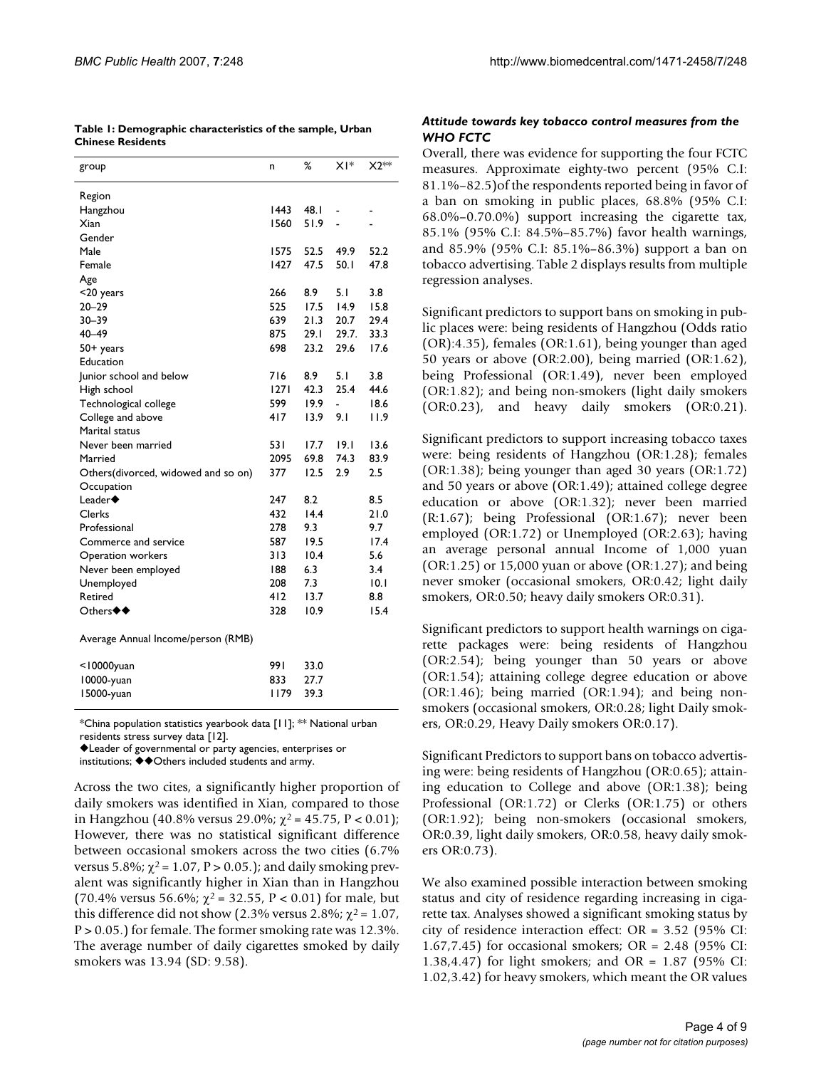**Table 1: Demographic characteristics of the sample, Urban Chinese Residents**

| group | n | % | X1* | X2** |
| --- | --- | --- | --- | --- |
| Region | | | | |
| Hangzhou | 1443 | 48.1 | - | - |
| Xian | 1560 | 51.9 | - | - |
| Gender | | | | |
| Male | 1575 | 52.5 | 49.9 | 52.2 |
| Female | 1427 | 47.5 | 50.1 | 47.8 |
| Age | | | | |
| <20 years | 266 | 8.9 | 5.1 | 3.8 |
| 20–29 | 525 | 17.5 | 14.9 | 15.8 |
| 30–39 | 639 | 21.3 | 20.7 | 29.4 |
| 40–49 | 875 | 29.1 | 29.7. | 33.3 |
| 50+ years | 698 | 23.2 | 29.6 | 17.6 |
| Education | | | | |
| Junior school and below | 716 | 8.9 | 5.1 | 3.8 |
| High school | 1271 | 42.3 | 25.4 | 44.6 |
| Technological college | 599 | 19.9 | - | 18.6 |
| College and above | 417 | 13.9 | 9.1 | 11.9 |
| Marital status | | | | |
| Never been married | 531 | 17.7 | 19.1 | 13.6 |
| Married | 2095 | 69.8 | 74.3 | 83.9 |
| Others(divorced, widowed and so on) | 377 | 12.5 | 2.9 | 2.5 |
| Occupation | | | | |
| Leader◆ | 247 | 8.2 | | 8.5 |
| Clerks | 432 | 14.4 | | 21.0 |
| Professional | 278 | 9.3 | | 9.7 |
| Commerce and service | 587 | 19.5 | | 17.4 |
| Operation workers | 313 | 10.4 | | 5.6 |
| Never been employed | 188 | 6.3 | | 3.4 |
| Unemployed | 208 | 7.3 | | 10.1 |
| Retired | 412 | 13.7 | | 8.8 |
| Others◆◆ | 328 | 10.9 | | 15.4 |
| Average Annual Income/person (RMB) | | | | |
| <10000yuan | 991 | 33.0 | | |
| 10000-yuan | 833 | 27.7 | | |
| 15000-yuan | 1179 | 39.3 | | |

*China population statistics yearbook data [11]; ** National urban residents stress survey data [12].
◆Leader of governmental or party agencies, enterprises or institutions; ◆◆Others included students and army.

Across the two cites, a significantly higher proportion of daily smokers was identified in Xian, compared to those in Hangzhou (40.8% versus 29.0%; $\chi^2 = 45.75$, $P < 0.01$); However, there was no statistical significant difference between occasional smokers across the two cities (6.7% versus 5.8%; $\chi^2 = 1.07$, $P > 0.05$.); and daily smoking prevalent was significantly higher in Xian than in Hangzhou (70.4% versus 56.6%; $\chi^2 = 32.55$, $P < 0.01$) for male, but this difference did not show (2.3% versus 2.8%; $\chi^2 = 1.07$, $P > 0.05$.) for female. The former smoking rate was 12.3%. The average number of daily cigarettes smoked by daily smokers was 13.94 (SD: 9.58).

### *Attitude towards key tobacco control measures from the WHO FCTC*

Overall, there was evidence for supporting the four FCTC measures. Approximate eighty-two percent (95% C.I: 81.1%–82.5)of the respondents reported being in favor of a ban on smoking in public places, 68.8% (95% C.I: 68.0%–0.70.0%) support increasing the cigarette tax, 85.1% (95% C.I: 84.5%–85.7%) favor health warnings, and 85.9% (95% C.I: 85.1%–86.3%) support a ban on tobacco advertising. Table 2 displays results from multiple regression analyses.

Significant predictors to support bans on smoking in public places were: being residents of Hangzhou (Odds ratio (OR):4.35), females (OR:1.61), being younger than aged 50 years or above (OR:2.00), being married (OR:1.62), being Professional (OR:1.49), never been employed (OR:1.82); and being non-smokers (light daily smokers (OR:0.23), and heavy daily smokers (OR:0.21).

Significant predictors to support increasing tobacco taxes were: being residents of Hangzhou (OR:1.28); females (OR:1.38); being younger than aged 30 years (OR:1.72) and 50 years or above (OR:1.49); attained college degree education or above (OR:1.32); never been married (R:1.67); being Professional (OR:1.67); never been employed (OR:1.72) or Unemployed (OR:2.63); having an average personal annual Income of 1,000 yuan (OR:1.25) or 15,000 yuan or above (OR:1.27); and being never smoker (occasional smokers, OR:0.42; light daily smokers, OR:0.50; heavy daily smokers OR:0.31).

Significant predictors to support health warnings on cigarette packages were: being residents of Hangzhou (OR:2.54); being younger than 50 years or above (OR:1.54); attaining college degree education or above (OR:1.46); being married (OR:1.94); and being non-smokers (occasional smokers, OR:0.28; light Daily smokers, OR:0.29, Heavy Daily smokers OR:0.17).

Significant Predictors to support bans on tobacco advertising were: being residents of Hangzhou (OR:0.65); attaining education to College and above (OR:1.38); being Professional (OR:1.72) or Clerks (OR:1.75) or others (OR:1.92); being non-smokers (occasional smokers, OR:0.39, light daily smokers, OR:0.58, heavy daily smokers OR:0.73).

We also examined possible interaction between smoking status and city of residence regarding increasing in cigarette tax. Analyses showed a significant smoking status by city of residence interaction effect: OR = 3.52 (95% CI: 1.67,7.45) for occasional smokers; OR = 2.48 (95% CI: 1.38,4.47) for light smokers; and OR = 1.87 (95% CI: 1.02,3.42) for heavy smokers, which meant the OR values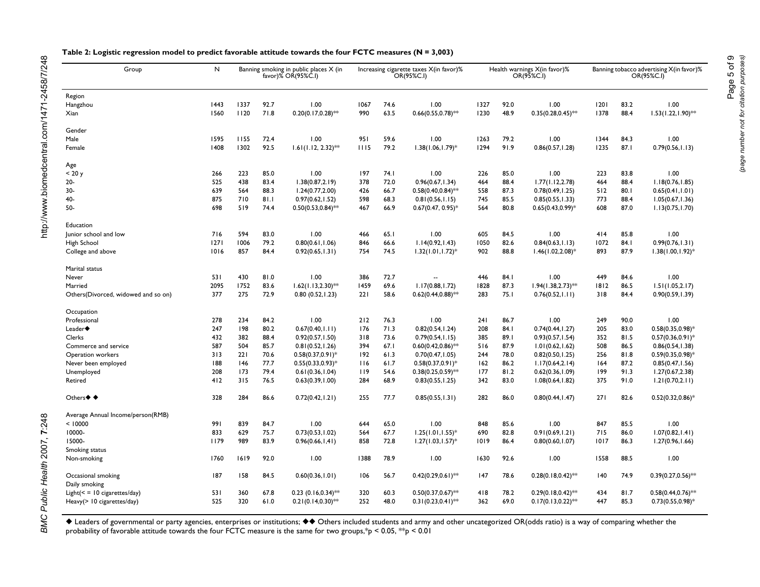**Table 2: Logistic regression model to predict favorable attitude towards the four FCTC measures (N = 3,003)**

| Group | N | Banning smoking in public places X (in favor)% OR(95%C.I) | | | Increasing cigarette taxes X(in favor)% OR(95%C.I) | | | Health warnings X(in favor)% OR(95%C.I) | | | Banning tobacco advertising X(in favor)% OR(95%C.I) | | |
|---|---|---|---|---|---|---|---|---|---|---|---|---|---|
| Region | | | | | | | | | | | | | |
| Hangzhou | 1443 | 1337 | 92.7 | 1.00 | 1067 | 74.6 | 1.00 | 1327 | 92.0 | 1.00 | 1201 | 83.2 | 1.00 |
| Xian | 1560 | 1120 | 71.8 | 0.20(0.17,0.28)** | 990 | 63.5 | 0.66(0.55,0.78)** | 1230 | 48.9 | 0.35(0.28,0.45)** | 1378 | 88.4 | 1.53(1.22,1.90)** |
| Gender | | | | | | | | | | | | | |
| Male | 1595 | 1155 | 72.4 | 1.00 | 951 | 59.6 | 1.00 | 1263 | 79.2 | 1.00 | 1344 | 84.3 | 1.00 |
| Female | 1408 | 1302 | 92.5 | 1.61(1.12, 2.32)** | 1115 | 79.2 | 1.38(1.06,1.79)* | 1294 | 91.9 | 0.86(0.57,1.28) | 1235 | 87.1 | 0.79(0.56,1.13) |
| Age | | | | | | | | | | | | | |
| < 20 y | 266 | 223 | 85.0 | 1.00 | 197 | 74.1 | 1.00 | 226 | 85.0 | 1.00 | 223 | 83.8 | 1.00 |
| 20- | 525 | 438 | 83.4 | 1.38(0.87,2.19) | 378 | 72.0 | 0.96(0.67,1.34) | 464 | 88.4 | 1.77(1.12,2.78) | 464 | 88.4 | 1.18(0.76,1.85) |
| 30- | 639 | 564 | 88.3 | 1.24(0.77,2.00) | 426 | 66.7 | 0.58(0.40,0.84)** | 558 | 87.3 | 0.78(0.49,1.25) | 512 | 80.1 | 0.65(0.41,1.01) |
| 40- | 875 | 710 | 81.1 | 0.97(0.62,1.52) | 598 | 68.3 | 0.81(0.56,1.15) | 745 | 85.5 | 0.85(0.55,1.33) | 773 | 88.4 | 1.05(0.67,1.36) |
| 50- | 698 | 519 | 74.4 | 0.50(0.53,0.84)** | 467 | 66.9 | 0.67(0.47, 0.95)* | 564 | 80.8 | 0.65(0.43,0.99)* | 608 | 87.0 | 1.13(0.75,1.70) |
| Education | | | | | | | | | | | | | |
| Junior school and low | 716 | 594 | 83.0 | 1.00 | 466 | 65.1 | 1.00 | 605 | 84.5 | 1.00 | 414 | 85.8 | 1.00 |
| High School | 1271 | 1006 | 79.2 | 0.80(0.61,1.06) | 846 | 66.6 | 1.14(0.92,1.43) | 1050 | 82.6 | 0.84(0.63,1.13) | 1072 | 84.1 | 0.99(0.76,1.31) |
| College and above | 1016 | 857 | 84.4 | 0.92(0.65,1.31) | 754 | 74.5 | 1.32(1.01,1.72)* | 902 | 88.8 | 1.46(1.02,2.08)* | 893 | 87.9 | 1.38(1.00,1.92)* |
| Marital status | | | | | | | | | | | | | |
| Never | 531 | 430 | 81.0 | 1.00 | 386 | 72.7 | -- | 446 | 84.1 | 1.00 | 449 | 84.6 | 1.00 |
| Married | 2095 | 1752 | 83.6 | 1.62(1.13,2.30)** | 1459 | 69.6 | 1.17(0.88,1.72) | 1828 | 87.3 | 1.94(1.38,2.73)** | 1812 | 86.5 | 1.51(1.05,2.17) |
| Others(Divorced, widowed and so on) | 377 | 275 | 72.9 | 0.80 (0.52,1.23) | 221 | 58.6 | 0.62(0.44,0.88)** | 283 | 75.1 | 0.76(0.52,1.11) | 318 | 84.4 | 0.90(0.59,1.39) |
| Occupation | | | | | | | | | | | | | |
| Professional | 278 | 234 | 84.2 | 1.00 | 212 | 76.3 | 1.00 | 241 | 86.7 | 1.00 | 249 | 90.0 | 1.00 |
| Leader◆ | 247 | 198 | 80.2 | 0.67(0.40,1.11) | 176 | 71.3 | 0.82(0.54,1.24) | 208 | 84.1 | 0.74(0.44,1.27) | 205 | 83.0 | 0.58(0.35,0.98)* |
| Clerks | 432 | 382 | 88.4 | 0.92(0.57,1.50) | 318 | 73.6 | 0.79(0.54,1.15) | 385 | 89.1 | 0.93(0.57,1.54) | 352 | 81.5 | 0.57(0.36,0.91)* |
| Commerce and service | 587 | 504 | 85.7 | 0.81(0.52,1.26) | 394 | 67.1 | 0.60(0.42,0.86)** | 516 | 87.9 | 1.01(0.62,1.62) | 508 | 86.5 | 0.86(0.54,1.38) |
| Operation workers | 313 | 221 | 70.6 | 0.58(0.37,0.91)* | 192 | 61.3 | 0.70(0.47,1.05) | 244 | 78.0 | 0.82(0.50,1.25) | 256 | 81.8 | 0.59(0.35,0.98)* |
| Never been employed | 188 | 146 | 77.7 | 0.55(0.33,0.93)* | 116 | 61.7 | 0.58(0.37,0.91)* | 162 | 86.2 | 1.17(0.64,2.14) | 164 | 87.2 | 0.85(0.47,1.56) |
| Unemployed | 208 | 173 | 79.4 | 0.61(0.36,1.04) | 119 | 54.6 | 0.38(0.25,0.59)** | 177 | 81.2 | 0.62(0.36,1.09) | 199 | 91.3 | 1.27(0.67,2.38) |
| Retired | 412 | 315 | 76.5 | 0.63(0.39,1.00) | 284 | 68.9 | 0.83(0.55,1.25) | 342 | 83.0 | 1.08(0.64,1.82) | 375 | 91.0 | 1.21(0.70,2.11) |
| Others◆◆ | 328 | 284 | 86.6 | 0.72(0.42,1.21) | 255 | 77.7 | 0.85(0.55,1.31) | 282 | 86.0 | 0.80(0.44,1.47) | 271 | 82.6 | 0.52(0.32,0.86)* |
| Average Annual Income/person(RMB) | | | | | | | | | | | | | |
| < 10000 | 991 | 839 | 84.7 | 1.00 | 644 | 65.0 | 1.00 | 848 | 85.6 | 1.00 | 847 | 85.5 | 1.00 |
| 10000- | 833 | 629 | 75.7 | 0.73(0.53,1.02) | 564 | 67.7 | 1.25(1.01,1.55)* | 690 | 82.8 | 0.91(0.69,1.21) | 715 | 86.0 | 1.07(0.82,1.41) |
| 15000- | 1179 | 989 | 83.9 | 0.96(0.66,1.41) | 858 | 72.8 | 1.27(1.03,1.57)* | 1019 | 86.4 | 0.80(0.60,1.07) | 1017 | 86.3 | 1.27(0.96,1.66) |
| Smoking status | | | | | | | | | | | | | |
| Non-smoking | 1760 | 1619 | 92.0 | 1.00 | 1388 | 78.9 | 1.00 | 1630 | 92.6 | 1.00 | 1558 | 88.5 | 1.00 |
| Occasional smoking | 187 | 158 | 84.5 | 0.60(0.36,1.01) | 106 | 56.7 | 0.42(0.29,0.61)** | 147 | 78.6 | 0.28(0.18,0.42)** | 140 | 74.9 | 0.39(0.27,0.56)** |
| Daily smoking | | | | | | | | | | | | | |
| Light(< = 10 cigarettes/day) | 531 | 360 | 67.8 | 0.23 (0.16,0.34)** | 320 | 60.3 | 0.50(0.37,0.67)** | 418 | 78.2 | 0.29(0.18,0.42)** | 434 | 81.7 | 0.58(0.44,0.76)** |
| Heavy(> 10 cigarettes/day) | 525 | 320 | 61.0 | 0.21(0.14,0.30)** | 252 | 48.0 | 0.31(0.23,0.41)** | 362 | 69.0 | 0.17(0.13,0.22)** | 447 | 85.3 | 0.73(0.55,0.98)* |

◆ Leaders of governmental or party agencies, enterprises or institutions; ◆◆ Others included students and army and other uncategorized OR(odds ratio) is a way of comparing whether the probability of favorable attitude towards the four FCTC measure is the same for two groups,*p < 0.05, **p < 0.01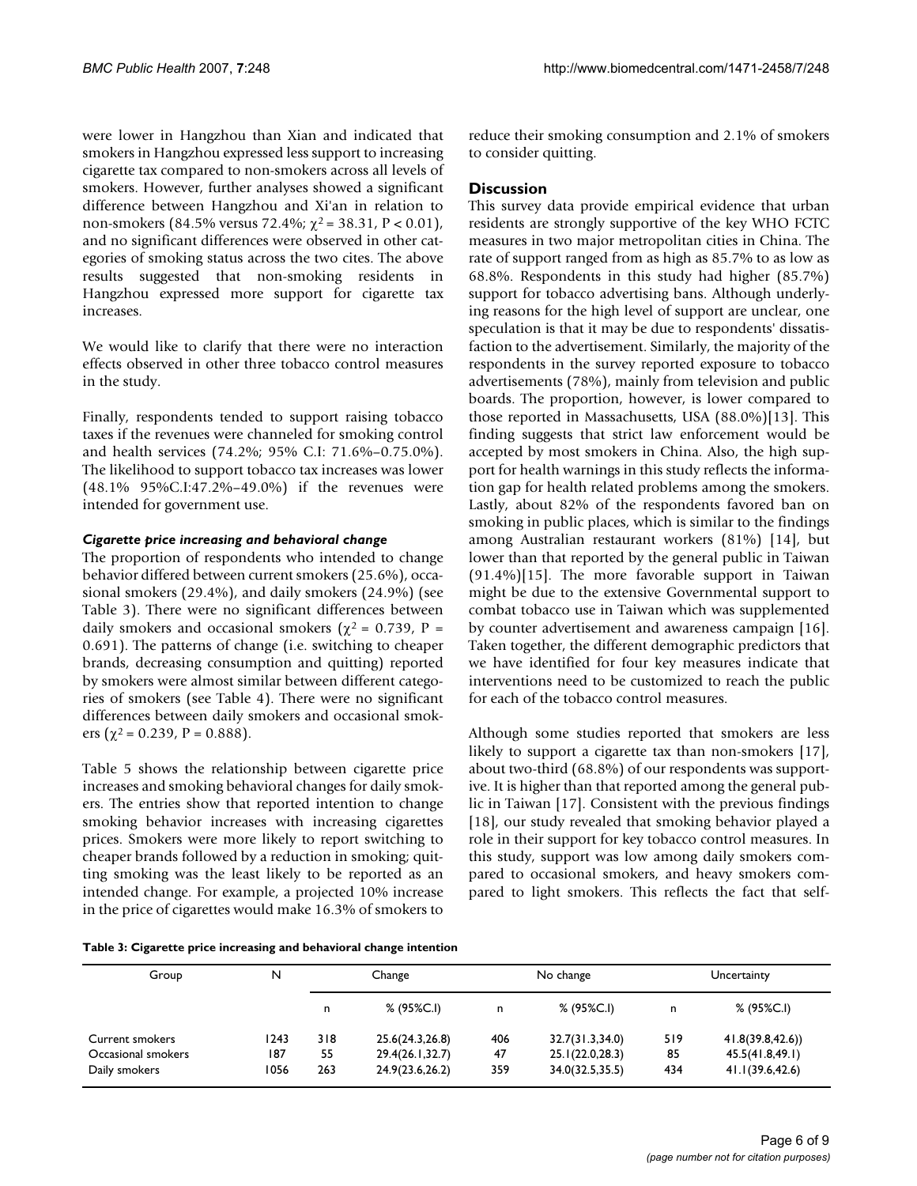were lower in Hangzhou than Xian and indicated that smokers in Hangzhou expressed less support to increasing cigarette tax compared to non-smokers across all levels of smokers. However, further analyses showed a significant difference between Hangzhou and Xi'an in relation to non-smokers (84.5% versus 72.4%; $\chi^2 = 38.31$, $P < 0.01$), and no significant differences were observed in other categories of smoking status across the two cites. The above results suggested that non-smoking residents in Hangzhou expressed more support for cigarette tax increases.

We would like to clarify that there were no interaction effects observed in other three tobacco control measures in the study.

Finally, respondents tended to support raising tobacco taxes if the revenues were channeled for smoking control and health services (74.2%; 95% C.I: 71.6%–0.75.0%). The likelihood to support tobacco tax increases was lower (48.1% 95%C.I:47.2%–49.0%) if the revenues were intended for government use.

### *Cigarette price increasing and behavioral change*

The proportion of respondents who intended to change behavior differed between current smokers (25.6%), occasional smokers (29.4%), and daily smokers (24.9%) (see Table 3). There were no significant differences between daily smokers and occasional smokers ($\chi^2 = 0.739$, $P = 0.691$). The patterns of change (i.e. switching to cheaper brands, decreasing consumption and quitting) reported by smokers were almost similar between different categories of smokers (see Table 4). There were no significant differences between daily smokers and occasional smokers ($\chi^2 = 0.239$, $P = 0.888$).

Table 5 shows the relationship between cigarette price increases and smoking behavioral changes for daily smokers. The entries show that reported intention to change smoking behavior increases with increasing cigarettes prices. Smokers were more likely to report switching to cheaper brands followed by a reduction in smoking; quitting smoking was the least likely to be reported as an intended change. For example, a projected 10% increase in the price of cigarettes would make 16.3% of smokers to reduce their smoking consumption and 2.1% of smokers to consider quitting.

## Discussion

This survey data provide empirical evidence that urban residents are strongly supportive of the key WHO FCTC measures in two major metropolitan cities in China. The rate of support ranged from as high as 85.7% to as low as 68.8%. Respondents in this study had higher (85.7%) support for tobacco advertising bans. Although underlying reasons for the high level of support are unclear, one speculation is that it may be due to respondents' dissatisfaction to the advertisement. Similarly, the majority of the respondents in the survey reported exposure to tobacco advertisements (78%), mainly from television and public boards. The proportion, however, is lower compared to those reported in Massachusetts, USA (88.0%)[13]. This finding suggests that strict law enforcement would be accepted by most smokers in China. Also, the high support for health warnings in this study reflects the information gap for health related problems among the smokers. Lastly, about 82% of the respondents favored ban on smoking in public places, which is similar to the findings among Australian restaurant workers (81%) [14], but lower than that reported by the general public in Taiwan (91.4%)[15]. The more favorable support in Taiwan might be due to the extensive Governmental support to combat tobacco use in Taiwan which was supplemented by counter advertisement and awareness campaign [16]. Taken together, the different demographic predictors that we have identified for four key measures indicate that interventions need to be customized to reach the public for each of the tobacco control measures.

Although some studies reported that smokers are less likely to support a cigarette tax than non-smokers [17], about two-third (68.8%) of our respondents was supportive. It is higher than that reported among the general public in Taiwan [17]. Consistent with the previous findings [18], our study revealed that smoking behavior played a role in their support for key tobacco control measures. In this study, support was low among daily smokers compared to occasional smokers, and heavy smokers compared to light smokers. This reflects the fact that self-

**Table 3: Cigarette price increasing and behavioral change intention**

| Group | N | Change | | No change | | Uncertainty | |
|---|---|---|---|---|---|---|---|
| | | n | % (95%C.I) | n | % (95%C.I) | n | % (95%C.I) |
| Current smokers | 1243 | 318 | 25.6(24.3,26.8) | 406 | 32.7(31.3,34.0) | 519 | 41.8(39.8,42.6)) |
| Occasional smokers | 187 | 55 | 29.4(26.1,32.7) | 47 | 25.1(22.0,28.3) | 85 | 45.5(41.8,49.1) |
| Daily smokers | 1056 | 263 | 24.9(23.6,26.2) | 359 | 34.0(32.5,35.5) | 434 | 41.1(39.6,42.6) |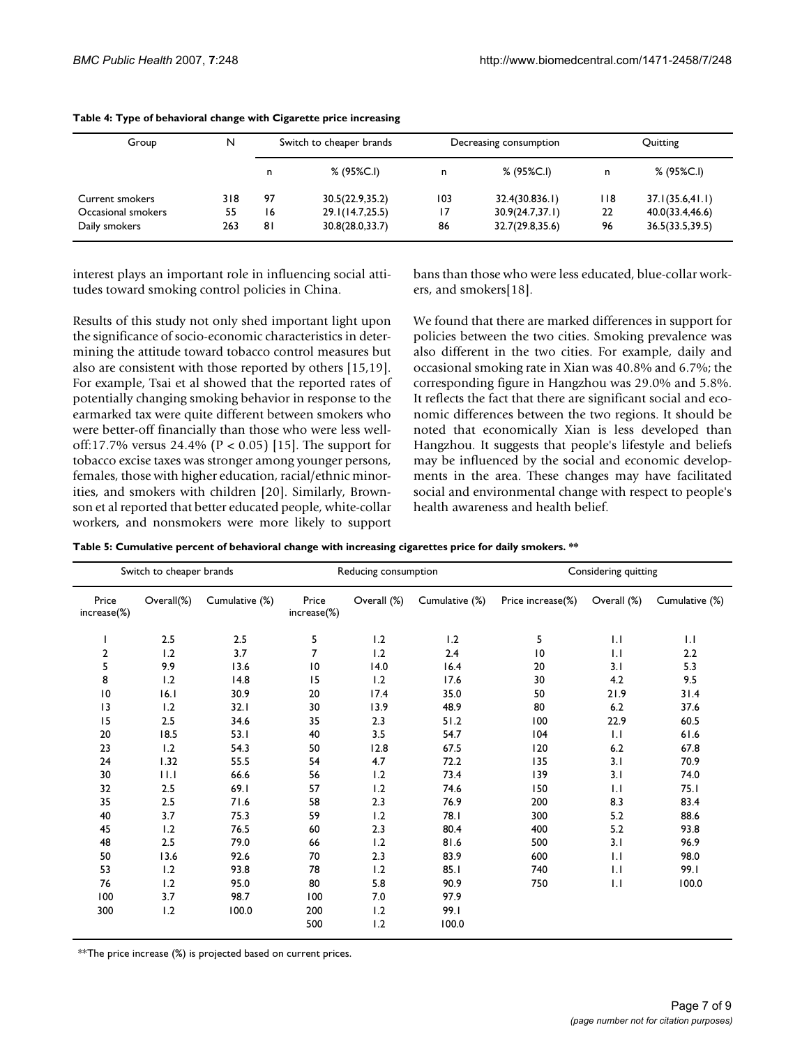**Table 4: Type of behavioral change with Cigarette price increasing**

| Group | N | Switch to cheaper brands | | Decreasing consumption | | Quitting | |
|---|---|---|---|---|---|---|---|
| | | n | % (95%C.I) | n | % (95%C.I) | n | % (95%C.I) |
| Current smokers | 318 | 97 | 30.5(22.9,35.2) | 103 | 32.4(30.836.1) | 118 | 37.1(35.6,41.1) |
| Occasional smokers | 55 | 16 | 29.1(14.7,25.5) | 17 | 30.9(24.7,37.1) | 22 | 40.0(33.4,46.6) |
| Daily smokers | 263 | 81 | 30.8(28.0,33.7) | 86 | 32.7(29.8,35.6) | 96 | 36.5(33.5,39.5) |

interest plays an important role in influencing social attitudes toward smoking control policies in China.

Results of this study not only shed important light upon the significance of socio-economic characteristics in determining the attitude toward tobacco control measures but also are consistent with those reported by others [15,19]. For example, Tsai et al showed that the reported rates of potentially changing smoking behavior in response to the earmarked tax were quite different between smokers who were better-off financially than those who were less well-off:17.7% versus 24.4% ($P < 0.05$) [15]. The support for tobacco excise taxes was stronger among younger persons, females, those with higher education, racial/ethnic minorities, and smokers with children [20]. Similarly, Brownson et al reported that better educated people, white-collar workers, and nonsmokers were more likely to support bans than those who were less educated, blue-collar workers, and smokers[18].

We found that there are marked differences in support for policies between the two cities. Smoking prevalence was also different in the two cities. For example, daily and occasional smoking rate in Xian was 40.8% and 6.7%; the corresponding figure in Hangzhou was 29.0% and 5.8%. It reflects the fact that there are significant social and economic differences between the two regions. It should be noted that economically Xian is less developed than Hangzhou. It suggests that people's lifestyle and beliefs may be influenced by the social and economic developments in the area. These changes may have facilitated social and environmental change with respect to people's health awareness and health belief.

**Table 5: Cumulative percent of behavioral change with increasing cigarettes price for daily smokers. \*\***

| Switch to cheaper brands | | | Reducing consumption | | | Considering quitting | | |
|---|---|---|---|---|---|---|---|---|
| Price increase(%) | Overall(%) | Cumulative (%) | Price increase(%) | Overall (%) | Cumulative (%) | Price increase(%) | Overall (%) | Cumulative (%) |
| 1 | 2.5 | 2.5 | 5 | 1.2 | 1.2 | 5 | 1.1 | 1.1 |
| 2 | 1.2 | 3.7 | 7 | 1.2 | 2.4 | 10 | 1.1 | 2.2 |
| 5 | 9.9 | 13.6 | 10 | 14.0 | 16.4 | 20 | 3.1 | 5.3 |
| 8 | 1.2 | 14.8 | 15 | 1.2 | 17.6 | 30 | 4.2 | 9.5 |
| 10 | 16.1 | 30.9 | 20 | 17.4 | 35.0 | 50 | 21.9 | 31.4 |
| 13 | 1.2 | 32.1 | 30 | 13.9 | 48.9 | 80 | 6.2 | 37.6 |
| 15 | 2.5 | 34.6 | 35 | 2.3 | 51.2 | 100 | 22.9 | 60.5 |
| 20 | 18.5 | 53.1 | 40 | 3.5 | 54.7 | 104 | 1.1 | 61.6 |
| 23 | 1.2 | 54.3 | 50 | 12.8 | 67.5 | 120 | 6.2 | 67.8 |
| 24 | 1.32 | 55.5 | 54 | 4.7 | 72.2 | 135 | 3.1 | 70.9 |
| 30 | 11.1 | 66.6 | 56 | 1.2 | 73.4 | 139 | 3.1 | 74.0 |
| 32 | 2.5 | 69.1 | 57 | 1.2 | 74.6 | 150 | 1.1 | 75.1 |
| 35 | 2.5 | 71.6 | 58 | 2.3 | 76.9 | 200 | 8.3 | 83.4 |
| 40 | 3.7 | 75.3 | 59 | 1.2 | 78.1 | 300 | 5.2 | 88.6 |
| 45 | 1.2 | 76.5 | 60 | 2.3 | 80.4 | 400 | 5.2 | 93.8 |
| 48 | 2.5 | 79.0 | 66 | 1.2 | 81.6 | 500 | 3.1 | 96.9 |
| 50 | 13.6 | 92.6 | 70 | 2.3 | 83.9 | 600 | 1.1 | 98.0 |
| 53 | 1.2 | 93.8 | 78 | 1.2 | 85.1 | 740 | 1.1 | 99.1 |
| 76 | 1.2 | 95.0 | 80 | 5.8 | 90.9 | 750 | 1.1 | 100.0 |
| 100 | 3.7 | 98.7 | 100 | 7.0 | 97.9 | | | |
| 300 | 1.2 | 100.0 | 200 | 1.2 | 99.1 | | | |
| | | | 500 | 1.2 | 100.0 | | | |

\*\*The price increase (%) is projected based on current prices.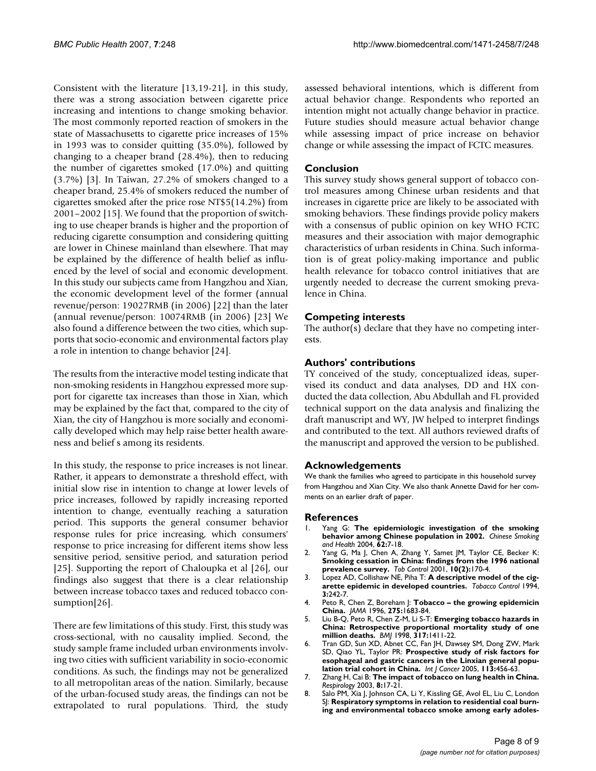Consistent with the literature [13,19-21], in this study, there was a strong association between cigarette price increasing and intentions to change smoking behavior. The most commonly reported reaction of smokers in the state of Massachusetts to cigarette price increases of 15% in 1993 was to consider quitting (35.0%), followed by changing to a cheaper brand (28.4%), then to reducing the number of cigarettes smoked (17.0%) and quitting (3.7%) [3]. In Taiwan, 27.2% of smokers changed to a cheaper brand, 25.4% of smokers reduced the number of cigarettes smoked after the price rose NT$5(14.2%) from 2001–2002 [15]. We found that the proportion of switching to use cheaper brands is higher and the proportion of reducing cigarette consumption and considering quitting are lower in Chinese mainland than elsewhere. That may be explained by the difference of health belief as influenced by the level of social and economic development. In this study our subjects came from Hangzhou and Xian, the economic development level of the former (annual revenue/person: 19027RMB (in 2006) [22] than the later (annual revenue/person: 10074RMB (in 2006) [23] We also found a difference between the two cities, which supports that socio-economic and environmental factors play a role in intention to change behavior [24].

The results from the interactive model testing indicate that non-smoking residents in Hangzhou expressed more support for cigarette tax increases than those in Xian, which may be explained by the fact that, compared to the city of Xian, the city of Hangzhou is more socially and economically developed which may help raise better health awareness and belief s among its residents.

In this study, the response to price increases is not linear. Rather, it appears to demonstrate a threshold effect, with initial slow rise in intention to change at lower levels of price increases, followed by rapidly increasing reported intention to change, eventually reaching a saturation period. This supports the general consumer behavior response rules for price increasing, which consumers' response to price increasing for different items show less sensitive period, sensitive period, and saturation period [25]. Supporting the report of Chaloupka et al [26], our findings also suggest that there is a clear relationship between increase tobacco taxes and reduced tobacco consumption[26].

There are few limitations of this study. First, this study was cross-sectional, with no causality implied. Second, the study sample frame included urban environments involving two cities with sufficient variability in socio-economic conditions. As such, the findings may not be generalized to all metropolitan areas of the nation. Similarly, because of the urban-focused study areas, the findings can not be extrapolated to rural populations. Third, the study assessed behavioral intentions, which is different from actual behavior change. Respondents who reported an intention might not actually change behavior in practice. Future studies should measure actual behavior change while assessing impact of price increase on behavior change or while assessing the impact of FCTC measures.

## Conclusion

This survey study shows general support of tobacco control measures among Chinese urban residents and that increases in cigarette price are likely to be associated with smoking behaviors. These findings provide policy makers with a consensus of public opinion on key WHO FCTC measures and their association with major demographic characteristics of urban residents in China. Such information is of great policy-making importance and public health relevance for tobacco control initiatives that are urgently needed to decrease the current smoking prevalence in China.

## Competing interests

The author(s) declare that they have no competing interests.

## Authors' contributions

TY conceived of the study, conceptualized ideas, supervised its conduct and data analyses, DD and HX conducted the data collection, Abu Abdullah and FL provided technical support on the data analysis and finalizing the draft manuscript and WY, JW helped to interpret findings and contributed to the text. All authors reviewed drafts of the manuscript and approved the version to be published.

## Acknowledgements

We thank the families who agreed to participate in this household survey from Hangzhou and Xian City. We also thank Annette David for her comments on an earlier draft of paper.

## References

1. Yang G: **The epidemiologic investigation of the smoking behavior among Chinese population in 2002.** *Chinese Smoking and Health* 2004, **62:**7-18.
2. Yang G, Ma J, Chen A, Zhang Y, Samet JM, Taylor CE, Becker K: **Smoking cessation in China: findings from the 1996 national prevalence survey.** *Tob Control* 2001, **10(2):**170-4.
3. Lopez AD, Collishaw NE, Piha T: **A descriptive model of the cigarette epidemic in developed countries.** *Tobacco Control* 1994, **3:**242-7.
4. Peto R, Chen Z, Boreham J: **Tobacco – the growing epidemicin China.** *JAMA* 1996, **275:**1683-84.
5. Liu B-Q, Peto R, Chen Z-M, Li S-T: **Emerging tobacco hazards in China: Retrospective proportional mortality study of one million deaths.** *BMJ* 1998, **317:**1411-22.
6. Tran GD, Sun XD, Abnet CC, Fan JH, Dawsey SM, Dong ZW, Mark SD, Qiao YL, Taylor PR: **Prospective study of risk factors for esophageal and gastric cancers in the Linxian general population trial cohort in China.** *Int J Cancer* 2005, **113:**456-63.
7. Zhang H, Cai B: **The impact of tobacco on lung health in China.** *Respirology* 2003, **8:**17-21.
8. Salo PM, Xia J, Johnson CA, Li Y, Kissling GE, Avol EL, Liu C, London SJ: **Respiratory symptoms in relation to residential coal burning and environmental tobacco smoke among early adoles-**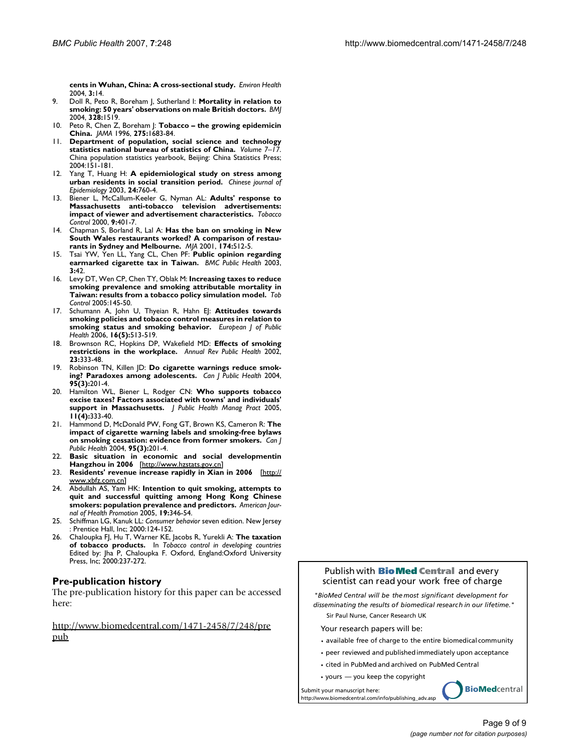**cents in Wuhan, China: A cross-sectional study.** *Environ Health* 2004, **3:**14.

9. Doll R, Peto R, Boreham J, Sutherland I: **Mortality in relation to smoking: 50 years' observations on male British doctors.** *BMJ* 2004, **328:**1519.
10. Peto R, Chen Z, Boreham J: **Tobacco – the growing epidemicin China.** *JAMA* 1996, **275:**1683-84.
11. **Department of population, social science and technology statistics national bureau of statistics of China.** *Volume 7–17*. China population statistics yearbook, Beijing: China Statistics Press; 2004:151-181.
12. Yang T, Huang H: **A epidemiological study on stress among urban residents in social transition period.** *Chinese journal of Epidemiology* 2003, **24:**760-4.
13. Biener L, McCallum-Keeler G, Nyman AL: **Adults' response to Massachusetts anti-tobacco television advertisements: impact of viewer and advertisement characteristics.** *Tobacco Control* 2000, **9:**401-7.
14. Chapman S, Borland R, Lal A: **Has the ban on smoking in New South Wales restaurants worked? A comparison of restaurants in Sydney and Melbourne.** *MJA* 2001, **174:**512-5.
15. Tsai YW, Yen LL, Yang CL, Chen PF: **Public opinion regarding earmarked cigarette tax in Taiwan.** *BMC Public Health* 2003, **3:**42.
16. Levy DT, Wen CP, Chen TY, Oblak M: **Increasing taxes to reduce smoking prevalence and smoking attributable mortality in Taiwan: results from a tobacco policy simulation model.** *Tob Control* 2005:145-50.
17. Schumann A, John U, Thyeian R, Hahn EJ: **Attitudes towards smoking policies and tobacco control measures in relation to smoking status and smoking behavior.** *European J of Public Health* 2006, **16(5):**513-519.
18. Brownson RC, Hopkins DP, Wakefield MD: **Effects of smoking restrictions in the workplace.** *Annual Rev Public Health* 2002, **23:**333-48.
19. Robinson TN, Killen JD: **Do cigarette warnings reduce smoking? Paradoxes among adolescents.** *Can J Public Health* 2004, **95(3):**201-4.
20. Hamilton WL, Biener L, Rodger CN: **Who supports tobacco excise taxes? Factors associated with towns' and individuals' support in Massachusetts.** *J Public Health Manag Pract* 2005, **11(4):**333-40.
21. Hammond D, McDonald PW, Fong GT, Brown KS, Cameron R: **The impact of cigarette warning labels and smoking-free bylaws on smoking cessation: evidence from former smokers.** *Can J Public Health* 2004, **95(3):**201-4.
22. **Basic situation in economic and social developmentin Hangzhou in 2006** [http://www.hzstats.gov.cn]
23. **Residents' revenue increase rapidly in Xian in 2006** [http://www.xbfz.com.cn]
24. Abdullah AS, Yam HK: **Intention to quit smoking, attempts to quit and successful quitting among Hong Kong Chinese smokers: population prevalence and predictors.** *American Journal of Health Promotion* 2005, **19:**346-54.
25. Schiffman LG, Kanuk LL: *Consumer behavior* seven edition. New Jersey : Prentice Hall, Inc; 2000:124-152.
26. Chaloupka FJ, Hu T, Warner KE, Jacobs R, Yurekli A: **The taxation of tobacco products.** In *Tobacco control in developing countries* Edited by: Jha P, Chaloupka F. Oxford, England:Oxford University Press, Inc; 2000:237-272.

## Pre-publication history

The pre-publication history for this paper can be accessed here:

http://www.biomedcentral.com/1471-2458/7/248/prepub

Publish with **BioMed Central** and every scientist can read your work free of charge

*"BioMed Central will be the most significant development for disseminating the results of biomedical research in our lifetime."*
Sir Paul Nurse, Cancer Research UK

Your research papers will be:

- available free of charge to the entire biomedical community
- peer reviewed and published immediately upon acceptance
- cited in PubMed and archived on PubMed Central
- yours — you keep the copyright

Submit your manuscript here:
http://www.biomedcentral.com/info/publishing_adv.asp

BioMedcentral